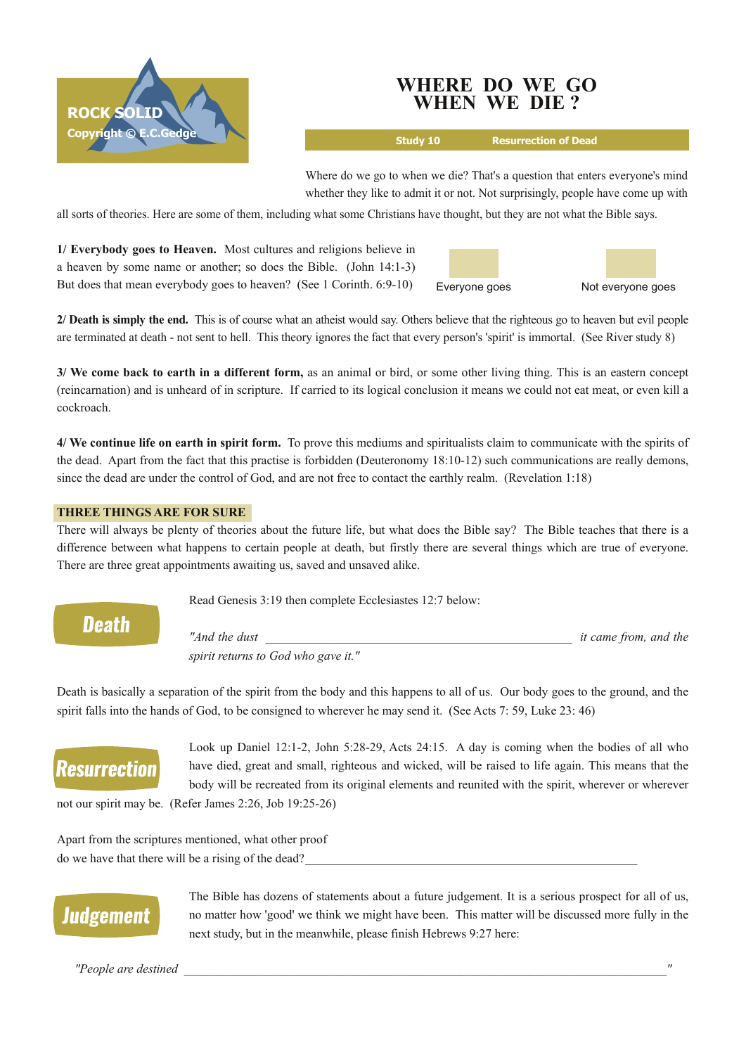ROCK SOLID
Copyright © E.C.Gedge

# WHERE DO WE GO WHEN WE DIE ?

**Study 10** **Resurrection of Dead**

Where do we go to when we die? That's a question that enters everyone's mind whether they like to admit it or not. Not surprisingly, people have come up with all sorts of theories. Here are some of them, including what some Christians have thought, but they are not what the Bible says.

**1/ Everybody goes to Heaven.** Most cultures and religions believe in a heaven by some name or another; so does the Bible. (John 14:1-3) But does that mean everybody goes to heaven? (See 1 Corinth. 6:9-10)

☐ Everyone goes ☐ Not everyone goes

**2/ Death is simply the end.** This is of course what an atheist would say. Others believe that the righteous go to heaven but evil people are terminated at death - not sent to hell. This theory ignores the fact that every person's 'spirit' is immortal. (See River study 8)

**3/ We come back to earth in a different form,** as an animal or bird, or some other living thing. This is an eastern concept (reincarnation) and is unheard of in scripture. If carried to its logical conclusion it means we could not eat meat, or even kill a cockroach.

**4/ We continue life on earth in spirit form.** To prove this mediums and spiritualists claim to communicate with the spirits of the dead. Apart from the fact that this practise is forbidden (Deuteronomy 18:10-12) such communications are really demons, since the dead are under the control of God, and are not free to contact the earthly realm. (Revelation 1:18)

## THREE THINGS ARE FOR SURE

There will always be plenty of theories about the future life, but what does the Bible say? The Bible teaches that there is a difference between what happens to certain people at death, but firstly there are several things which are true of everyone. There are three great appointments awaiting us, saved and unsaved alike.

### Death

Read Genesis 3:19 then complete Ecclesiastes 12:7 below:

*"And the dust* \_\_\_\_\_\_\_\_\_\_\_\_\_\_\_\_\_\_\_\_\_\_\_\_\_\_\_\_\_\_\_\_\_\_\_\_ *it came from, and the spirit returns to God who gave it."*

Death is basically a separation of the spirit from the body and this happens to all of us. Our body goes to the ground, and the spirit falls into the hands of God, to be consigned to wherever he may send it. (See Acts 7: 59, Luke 23: 46)

### Resurrection

Look up Daniel 12:1-2, John 5:28-29, Acts 24:15. A day is coming when the bodies of all who have died, great and small, righteous and wicked, will be raised to life again. This means that the body will be recreated from its original elements and reunited with the spirit, wherever or wherever not our spirit may be. (Refer James 2:26, Job 19:25-26)

Apart from the scriptures mentioned, what other proof do we have that there will be a rising of the dead?\_\_\_\_\_\_\_\_\_\_\_\_\_\_\_\_\_\_\_\_\_\_\_\_\_\_\_\_\_\_\_\_\_\_\_\_

### Judgement

The Bible has dozens of statements about a future judgement. It is a serious prospect for all of us, no matter how 'good' we think we might have been. This matter will be discussed more fully in the next study, but in the meanwhile, please finish Hebrews 9:27 here:

*"People are destined* \_\_\_\_\_\_\_\_\_\_\_\_\_\_\_\_\_\_\_\_\_\_\_\_\_\_\_\_\_\_\_\_\_\_\_\_\_\_\_\_\_\_\_\_\_\_\_\_\_\_\_\_\_\_\_\_*"*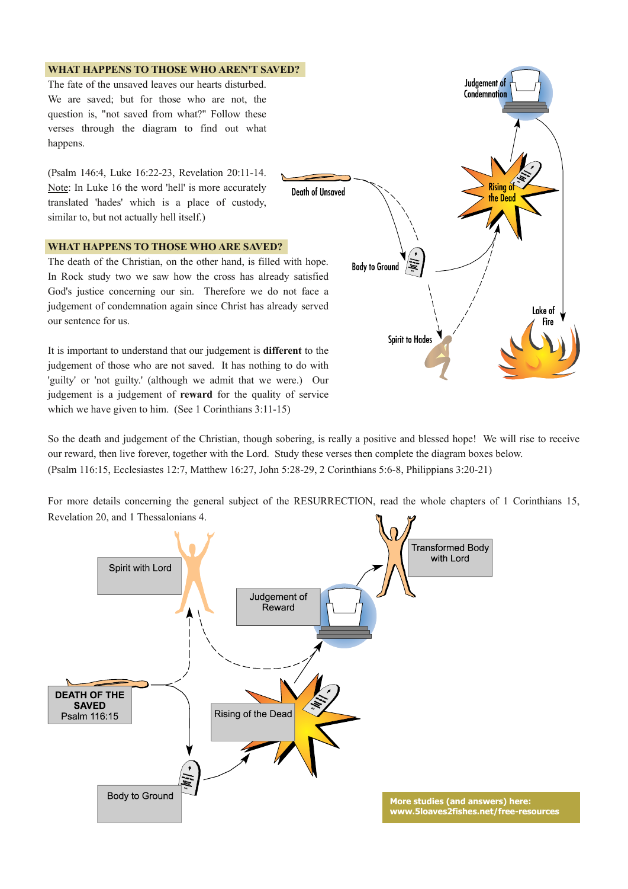## WHAT HAPPENS TO THOSE WHO AREN'T SAVED?

The fate of the unsaved leaves our hearts disturbed. We are saved; but for those who are not, the question is, "not saved from what?" Follow these verses through the diagram to find out what happens.

(Psalm 146:4, Luke 16:22-23, Revelation 20:11-14. Note: In Luke 16 the word 'hell' is more accurately translated 'hades' which is a place of custody, similar to, but not actually hell itself.)

Death of Unsaved

Body to Ground

Spirit to Hades

Rising of the Dead

Judgement of Condemnation

Lake of Fire

## WHAT HAPPENS TO THOSE WHO ARE SAVED?

The death of the Christian, on the other hand, is filled with hope. In Rock study two we saw how the cross has already satisfied God's justice concerning our sin. Therefore we do not face a judgement of condemnation again since Christ has already served our sentence for us.

It is important to understand that our judgement is **different** to the judgement of those who are not saved. It has nothing to do with 'guilty' or 'not guilty.' (although we admit that we were.) Our judgement is a judgement of **reward** for the quality of service which we have given to him. (See 1 Corinthians 3:11-15)

So the death and judgement of the Christian, though sobering, is really a positive and blessed hope! We will rise to receive our reward, then live forever, together with the Lord. Study these verses then complete the diagram boxes below. (Psalm 116:15, Ecclesiastes 12:7, Matthew 16:27, John 5:28-29, 2 Corinthians 5:6-8, Philippians 3:20-21)

For more details concerning the general subject of the RESURRECTION, read the whole chapters of 1 Corinthians 15, Revelation 20, and 1 Thessalonians 4.

Spirit with Lord

Judgement of Reward

Transformed Body with Lord

DEATH OF THE SAVED
Psalm 116:15

Rising of the Dead

Body to Ground

**More studies (and answers) here: www.5loaves2fishes.net/free-resources**